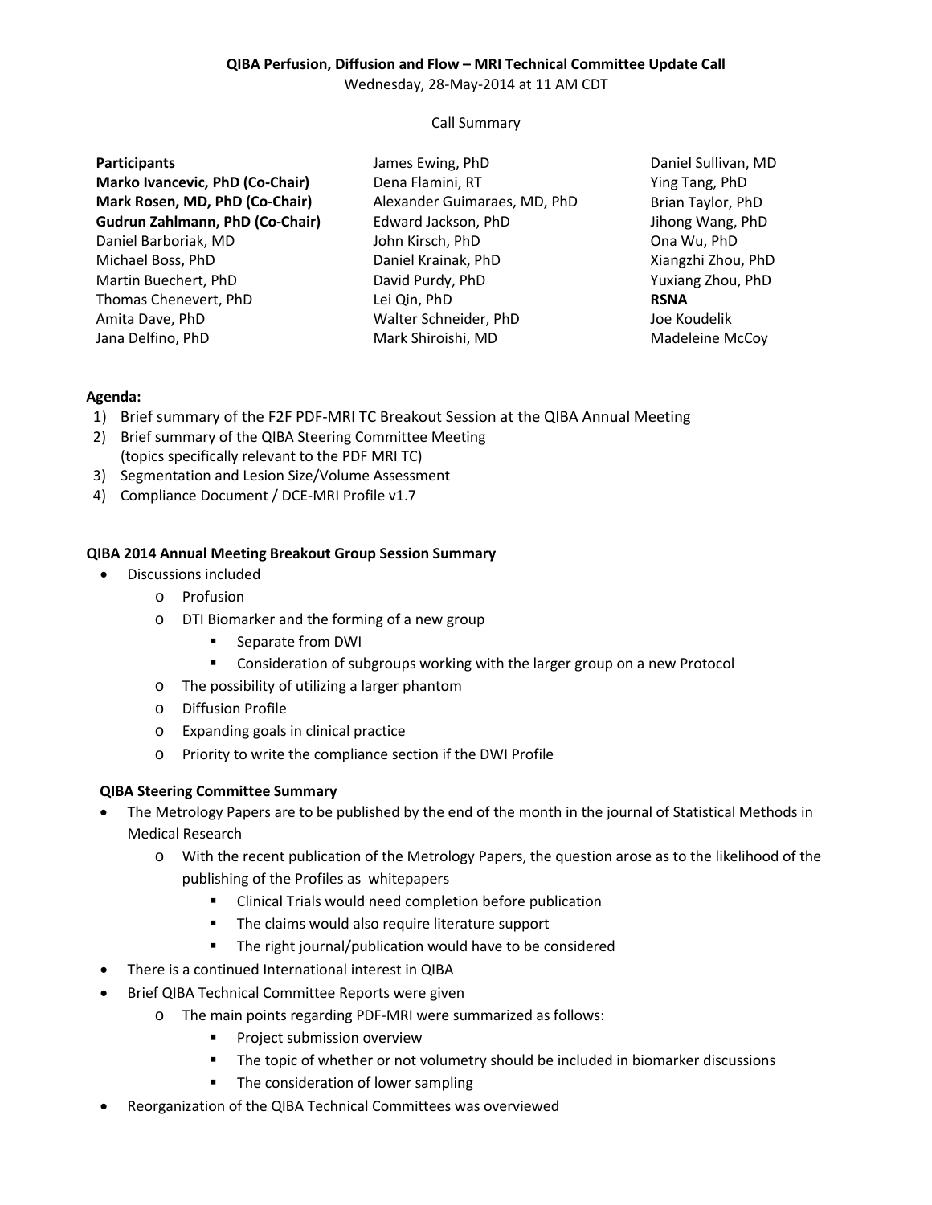**QIBA Perfusion, Diffusion and Flow – MRI Technical Committee Update Call**

Wednesday, 28-May-2014 at 11 AM CDT

Call Summary

**Participants**
**Marko Ivancevic, PhD (Co-Chair)**
**Mark Rosen, MD, PhD (Co-Chair)**
**Gudrun Zahlmann, PhD (Co-Chair)**
Daniel Barboriak, MD
Michael Boss, PhD
Martin Buechert, PhD
Thomas Chenevert, PhD
Amita Dave, PhD
Jana Delfino, PhD
James Ewing, PhD
Dena Flamini, RT
Alexander Guimaraes, MD, PhD
Edward Jackson, PhD
John Kirsch, PhD
Daniel Krainak, PhD
David Purdy, PhD
Lei Qin, PhD
Walter Schneider, PhD
Mark Shiroishi, MD
Daniel Sullivan, MD
Ying Tang, PhD
Brian Taylor, PhD
Jihong Wang, PhD
Ona Wu, PhD
Xiangzhi Zhou, PhD
Yuxiang Zhou, PhD
**RSNA**
Joe Koudelik
Madeleine McCoy

**Agenda:**

1) Brief summary of the F2F PDF-MRI TC Breakout Session at the QIBA Annual Meeting
2) Brief summary of the QIBA Steering Committee Meeting (topics specifically relevant to the PDF MRI TC)
3) Segmentation and Lesion Size/Volume Assessment
4) Compliance Document / DCE-MRI Profile v1.7

**QIBA 2014 Annual Meeting Breakout Group Session Summary**

- Discussions included
  - Profusion
  - DTI Biomarker and the forming of a new group
    - Separate from DWI
    - Consideration of subgroups working with the larger group on a new Protocol
  - The possibility of utilizing a larger phantom
  - Diffusion Profile
  - Expanding goals in clinical practice
  - Priority to write the compliance section if the DWI Profile

**QIBA Steering Committee Summary**

- The Metrology Papers are to be published by the end of the month in the journal of Statistical Methods in Medical Research
  - With the recent publication of the Metrology Papers, the question arose as to the likelihood of the publishing of the Profiles as whitepapers
    - Clinical Trials would need completion before publication
    - The claims would also require literature support
    - The right journal/publication would have to be considered
- There is a continued International interest in QIBA
- Brief QIBA Technical Committee Reports were given
  - The main points regarding PDF-MRI were summarized as follows:
    - Project submission overview
    - The topic of whether or not volumetry should be included in biomarker discussions
    - The consideration of lower sampling
- Reorganization of the QIBA Technical Committees was overviewed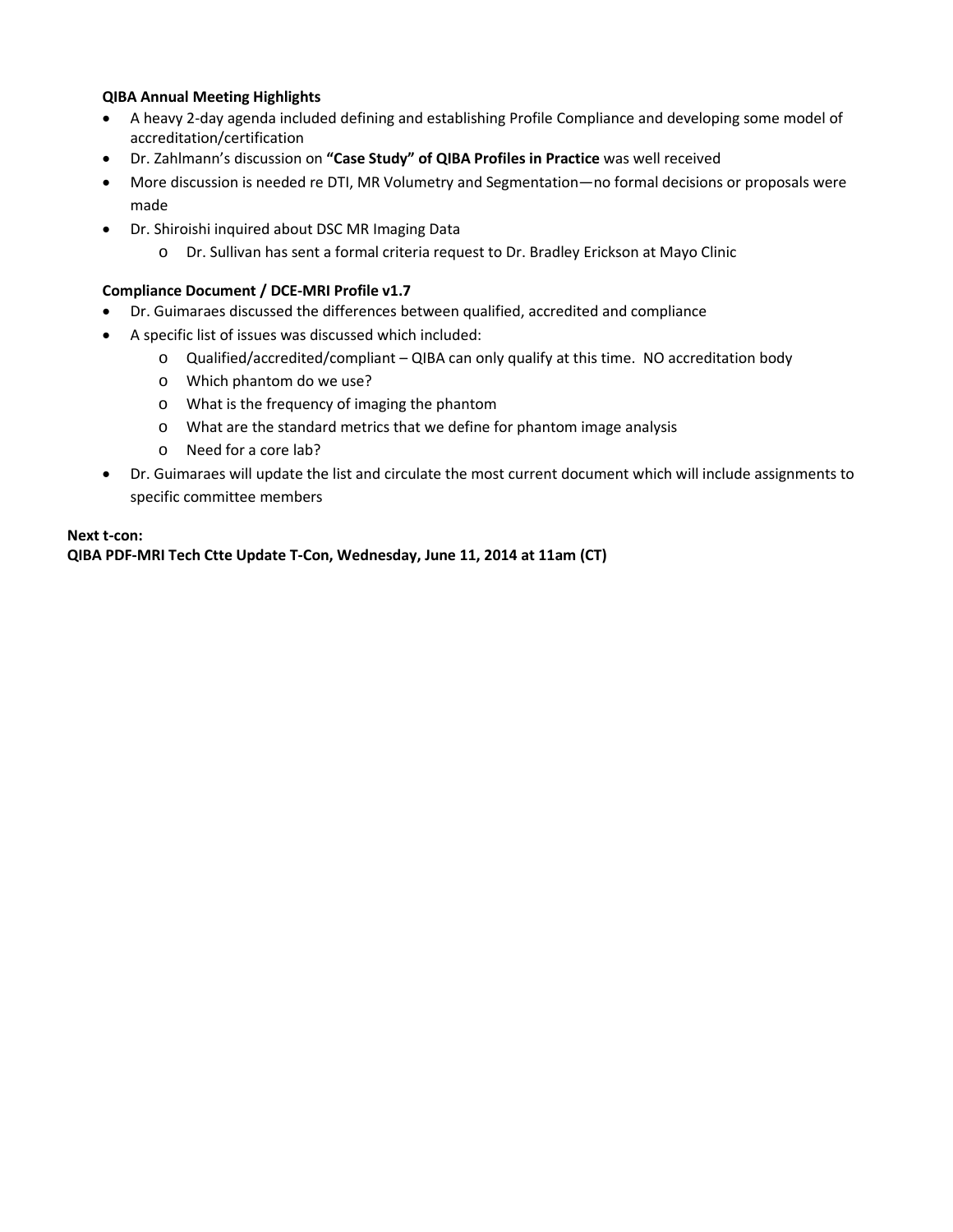**QIBA Annual Meeting Highlights**

- A heavy 2-day agenda included defining and establishing Profile Compliance and developing some model of accreditation/certification
- Dr. Zahlmann's discussion on **"Case Study" of QIBA Profiles in Practice** was well received
- More discussion is needed re DTI, MR Volumetry and Segmentation—no formal decisions or proposals were made
- Dr. Shiroishi inquired about DSC MR Imaging Data
  - Dr. Sullivan has sent a formal criteria request to Dr. Bradley Erickson at Mayo Clinic

**Compliance Document / DCE-MRI Profile v1.7**

- Dr. Guimaraes discussed the differences between qualified, accredited and compliance
- A specific list of issues was discussed which included:
  - Qualified/accredited/compliant – QIBA can only qualify at this time. NO accreditation body
  - Which phantom do we use?
  - What is the frequency of imaging the phantom
  - What are the standard metrics that we define for phantom image analysis
  - Need for a core lab?
- Dr. Guimaraes will update the list and circulate the most current document which will include assignments to specific committee members

**Next t-con:**
**QIBA PDF-MRI Tech Ctte Update T-Con, Wednesday, June 11, 2014 at 11am (CT)**